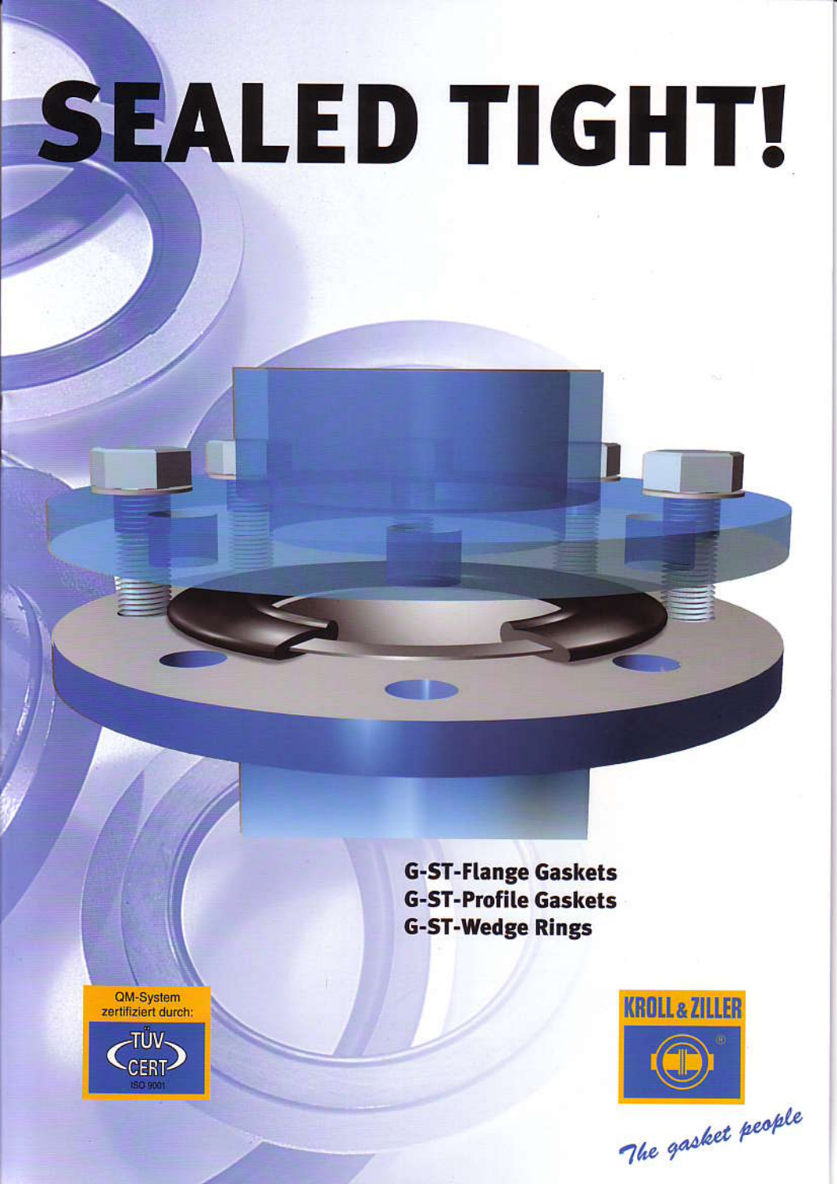# SEALED TIGHT!

**G-ST-Flange Gaskets**
**G-ST-Profile Gaskets**
**G-ST-Wedge Rings**

QM-System zertifiziert durch: TÜV CERT ISO 9001

KROLL & ZILLER

*The gasket people*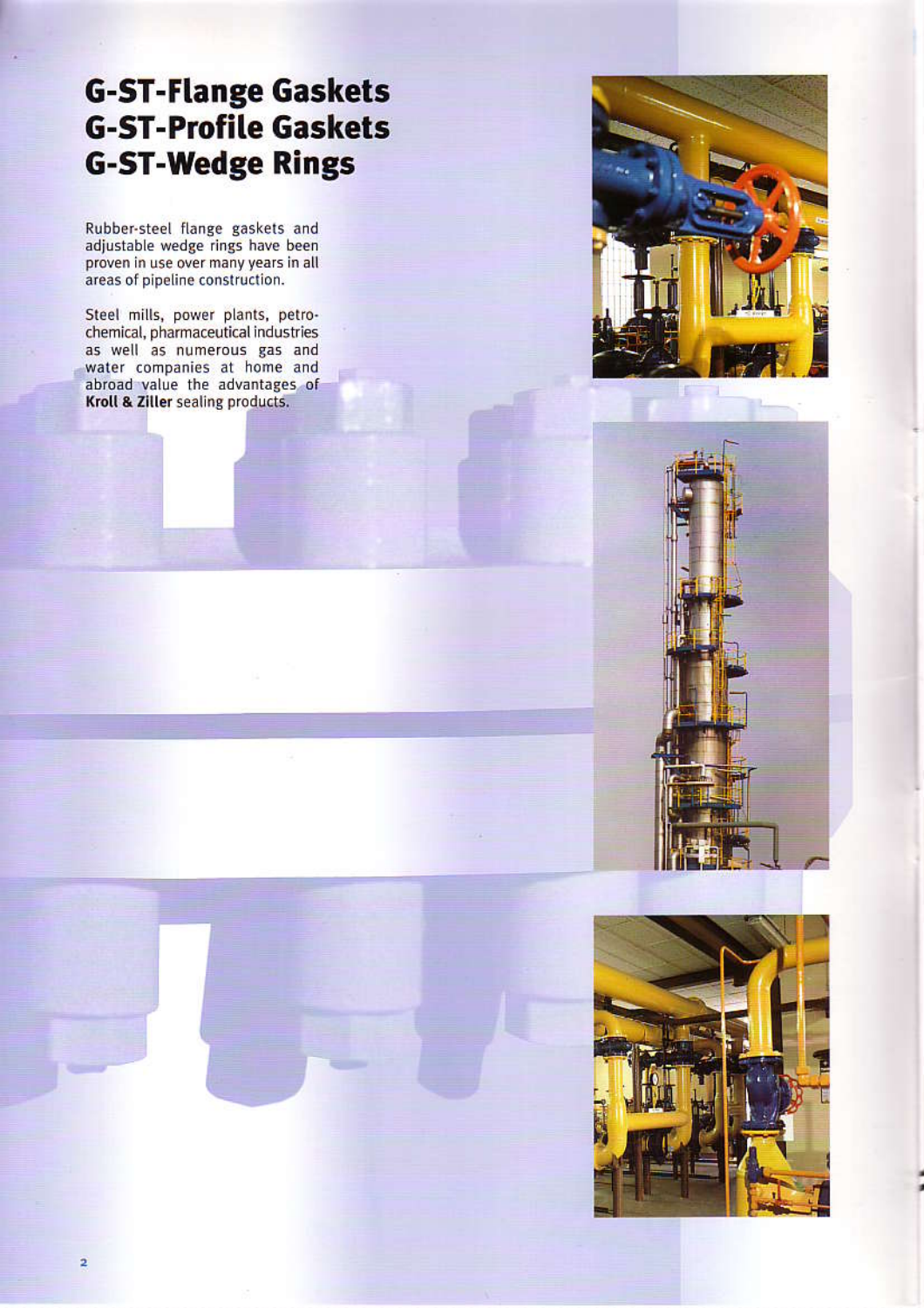# G-ST-Flange Gaskets
# G-ST-Profile Gaskets
# G-ST-Wedge Rings

Rubber-steel flange gaskets and adjustable wedge rings have been proven in use over many years in all areas of pipeline construction.

Steel mills, power plants, petrochemical, pharmaceutical industries as well as numerous gas and water companies at home and abroad value the advantages of **Kroll & Ziller** sealing products.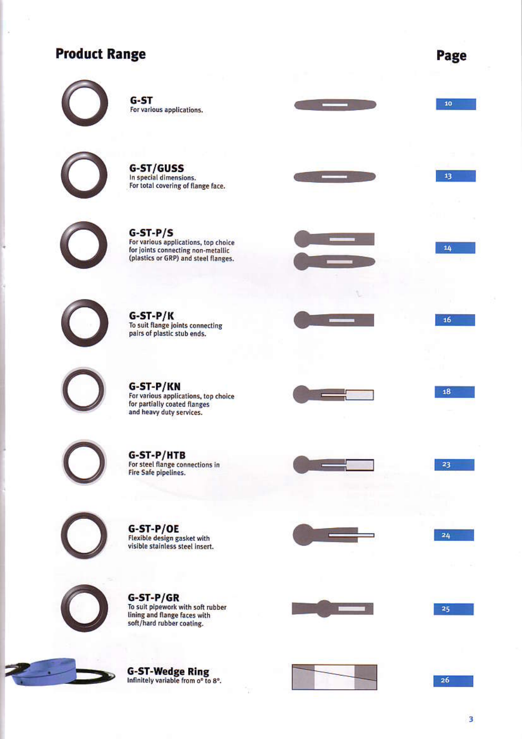## Product Range

| Product | Description | Page |
|---|---|---|
| **G-ST** | For various applications. | 10 |
| **G-ST/GUSS** | In special dimensions. For total covering of flange face. | 13 |
| **G-ST-P/S** | For various applications, top choice for joints connecting non-metallic (plastics or GRP) and steel flanges. | 14 |
| **G-ST-P/K** | To suit flange joints connecting pairs of plastic stub ends. | 16 |
| **G-ST-P/KN** | For various applications, top choice for partially coated flanges and heavy duty services. | 18 |
| **G-ST-P/HTB** | For steel flange connections in Fire Safe pipelines. | 23 |
| **G-ST-P/OE** | Flexible design gasket with visible stainless steel insert. | 24 |
| **G-ST-P/GR** | To suit pipework with soft rubber lining and flange faces with soft/hard rubber coating. | 25 |
| **G-ST-Wedge Ring** | Infinitely variable from 0° to 8°. | 26 |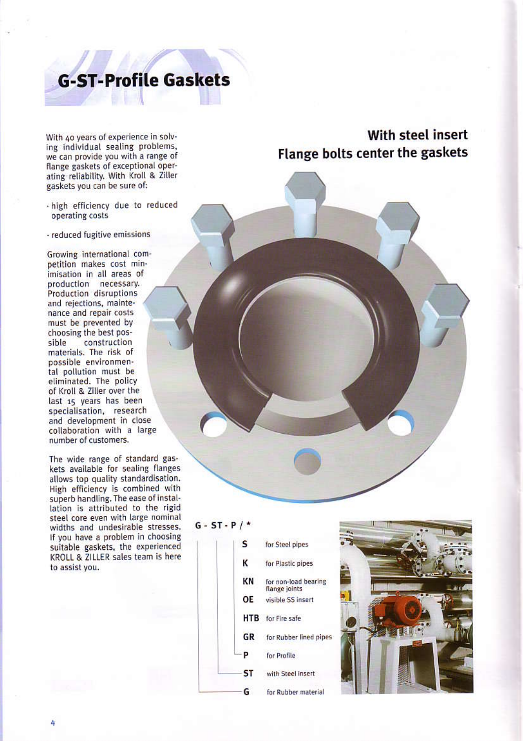# G-ST-Profile Gaskets

With 40 years of experience in solving individual sealing problems, we can provide you with a range of flange gaskets of exceptional operating reliability. With Kroll & Ziller gaskets you can be sure of:

- high efficiency due to reduced operating costs
- reduced fugitive emissions

Growing international competition makes cost minimisation in all areas of production necessary. Production disruptions and rejections, maintenance and repair costs must be prevented by choosing the best possible construction materials. The risk of possible environmental pollution must be eliminated. The policy of Kroll & Ziller over the last 15 years has been specialisation, research and development in close collaboration with a large number of customers.

The wide range of standard gaskets available for sealing flanges allows top quality standardisation. High efficiency is combined with superb handling. The ease of installation is attributed to the rigid steel core even with large nominal widths and undesirable stresses. If you have a problem in choosing suitable gaskets, the experienced KROLL & ZILLER sales team is here to assist you.

## With steel insert
## Flange bolts center the gaskets

**G - ST - P / \***

| Code | Meaning |
|---|---|
| S | for Steel pipes |
| K | for Plastic pipes |
| KN | for non-load bearing flange joints |
| OE | visible SS insert |
| HTB | for Fire safe |
| GR | for Rubber lined pipes |
| P | for Profile |
| ST | with Steel insert |
| G | for Rubber material |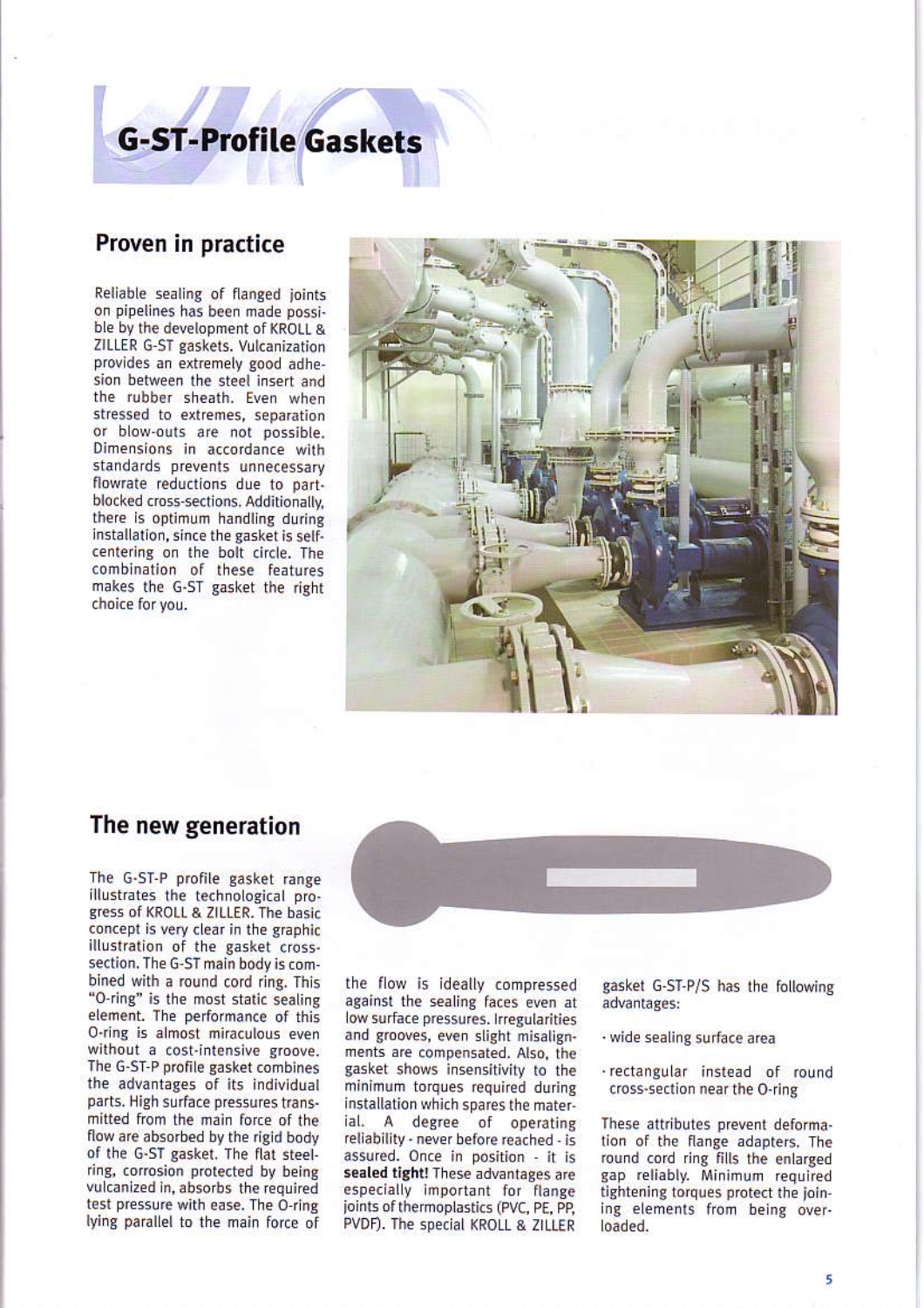# G-ST-Profile Gaskets

## Proven in practice

Reliable sealing of flanged joints on pipelines has been made possible by the development of KROLL & ZILLER G-ST gaskets. Vulcanization provides an extremely good adhesion between the steel insert and the rubber sheath. Even when stressed to extremes, separation or blow-outs are not possible. Dimensions in accordance with standards prevents unnecessary flowrate reductions due to part-blocked cross-sections. Additionally, there is optimum handling during installation, since the gasket is self-centering on the bolt circle. The combination of these features makes the G-ST gasket the right choice for you.

## The new generation

The G-ST-P profile gasket range illustrates the technological progress of KROLL & ZILLER. The basic concept is very clear in the graphic illustration of the gasket cross-section. The G-ST main body is combined with a round cord ring. This "O-ring" is the most static sealing element. The performance of this O-ring is almost miraculous even without a cost-intensive groove. The G-ST-P profile gasket combines the advantages of its individual parts. High surface pressures transmitted from the main force of the flow are absorbed by the rigid body of the G-ST gasket. The flat steel-ring, corrosion protected by being vulcanized in, absorbs the required test pressure with ease. The O-ring lying parallel to the main force of the flow is ideally compressed against the sealing faces even at low surface pressures. Irregularities and grooves, even slight misalignments are compensated. Also, the gasket shows insensitivity to the minimum torques required during installation which spares the material. A degree of operating reliability - never before reached - is assured. Once in position - it is **sealed tight!** These advantages are especially important for flange joints of thermoplastics (PVC, PE, PP, PVDF). The special KROLL & ZILLER gasket G-ST-P/S has the following advantages:

- wide sealing surface area
- rectangular instead of round cross-section near the O-ring

These attributes prevent deformation of the flange adapters. The round cord ring fills the enlarged gap reliably. Minimum required tightening torques protect the joining elements from being overloaded.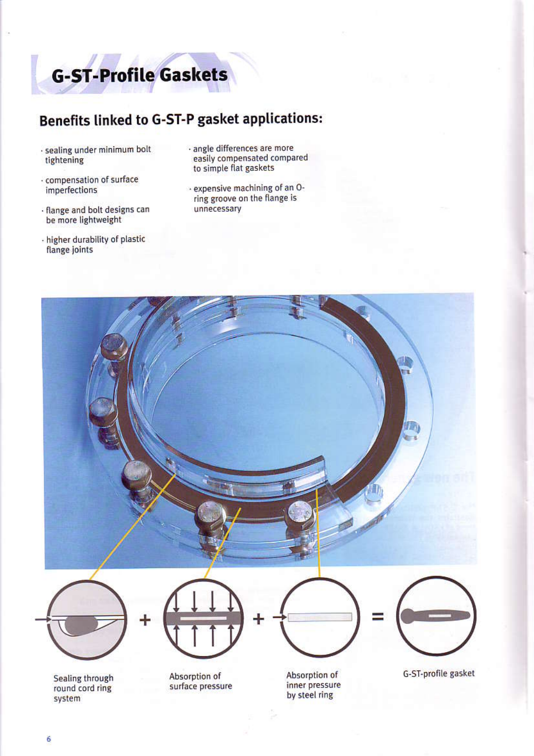# G-ST-Profile Gaskets

## Benefits linked to G-ST-P gasket applications:

- sealing under minimum bolt tightening
- compensation of surface imperfections
- flange and bolt designs can be more lightweight
- higher durability of plastic flange joints
- angle differences are more easily compensated compared to simple flat gaskets
- expensive machining of an O-ring groove on the flange is unnecessary

Sealing through round cord ring system + Absorption of surface pressure + Absorption of inner pressure by steel ring = G-ST-profile gasket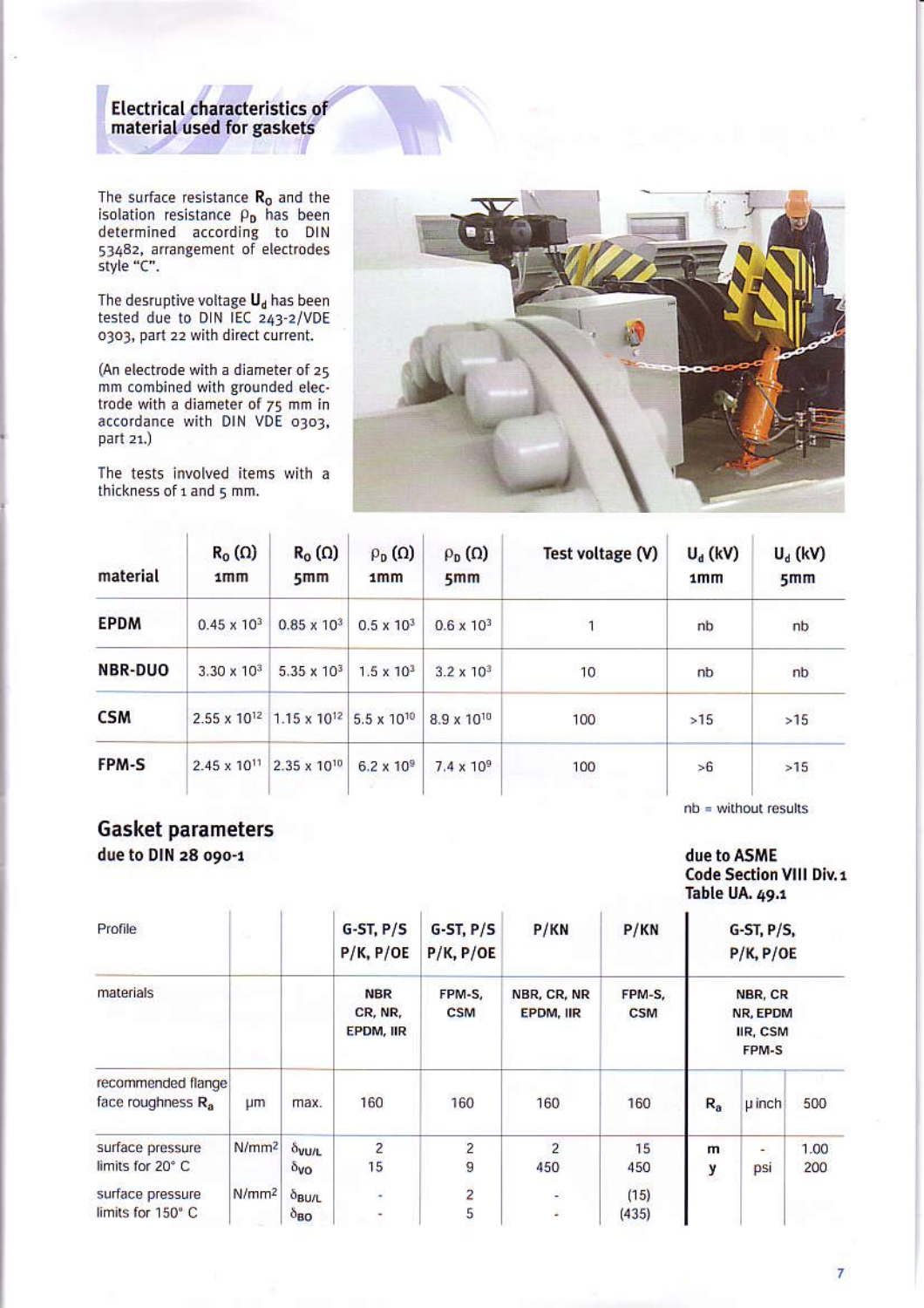## Electrical characteristics of material used for gaskets

The surface resistance $R_O$ and the isolation resistance $\rho_D$ has been determined according to DIN 53482, arrangement of electrodes style "C".

The desruptive voltage $U_d$ has been tested due to DIN IEC 243-2/VDE 0303, part 22 with direct current.

(An electrode with a diameter of 25 mm combined with grounded electrode with a diameter of 75 mm in accordance with DIN VDE 0303, part 21.)

The tests involved items with a thickness of 1 and 5 mm.

| material | $R_O$ (Ω) 1mm | $R_O$ (Ω) 5mm | $\rho_D$ (Ω) 1mm | $\rho_D$ (Ω) 5mm | Test voltage (V) | $U_d$ (kV) 1mm | $U_d$ (kV) 5mm |
|---|---|---|---|---|---|---|---|
| **EPDM** | $0.45 \times 10^3$ | $0.85 \times 10^3$ | $0.5 \times 10^3$ | $0.6 \times 10^3$ | 1 | nb | nb |
| **NBR-DUO** | $3.30 \times 10^3$ | $5.35 \times 10^3$ | $1.5 \times 10^3$ | $3.2 \times 10^3$ | 10 | nb | nb |
| **CSM** | $2.55 \times 10^{12}$ | $1.15 \times 10^{12}$ | $5.5 \times 10^{10}$ | $8.9 \times 10^{10}$ | 100 | >15 | >15 |
| **FPM-S** | $2.45 \times 10^{11}$ | $2.35 \times 10^{10}$ | $6.2 \times 10^9$ | $7.4 \times 10^9$ | 100 | >6 | >15 |

nb = without results

## Gasket parameters

**due to DIN 28 090-1**

**due to ASME Code Section VIII Div. 1 Table UA. 49.1**

| Profile | | | G-ST, P/S P/K, P/OE | G-ST, P/S P/K, P/OE | P/KN | P/KN | G-ST, P/S, P/K, P/OE | | |
|---|---|---|---|---|---|---|---|---|---|
| materials | | | NBR CR, NR, EPDM, IIR | FPM-S, CSM | NBR, CR, NR EPDM, IIR | FPM-S, CSM | NBR, CR NR, EPDM IIR, CSM FPM-S | | |
| recommended flange face roughness $R_a$ | µm | max. | 160 | 160 | 160 | 160 | $R_a$ | µ inch | 500 |
| surface pressure limits for 20° C | N/mm² | $\delta_{VU/L}$ | 2 | 2 | 2 | 15 | m | - | 1.00 |
| | | $\delta_{VO}$ | 15 | 9 | 450 | 450 | y | psi | 200 |
| surface pressure limits for 150° C | N/mm² | $\delta_{BU/L}$ | - | 2 | - | (15) | | | |
| | | $\delta_{BO}$ | - | 5 | - | (435) | | | |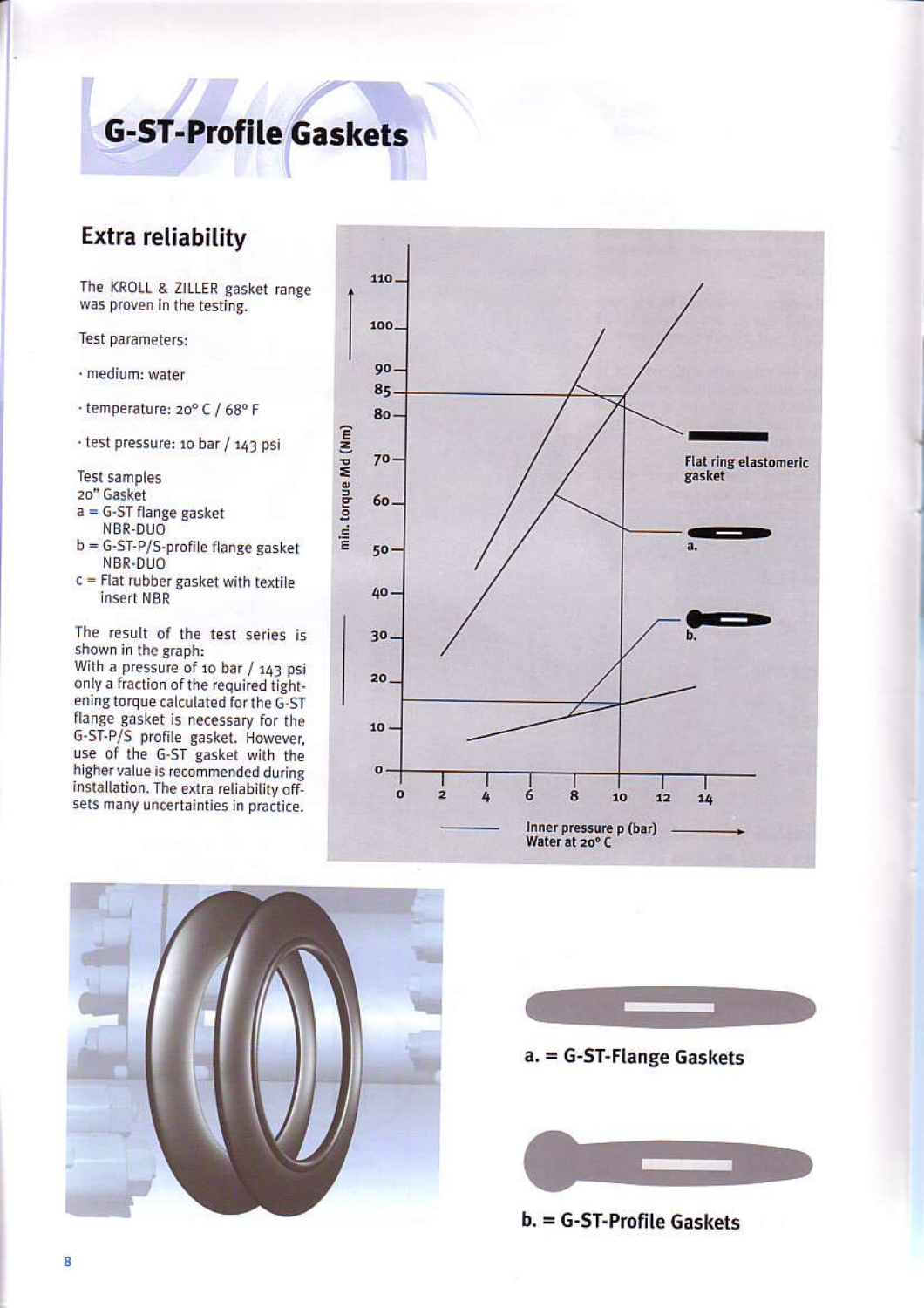# G-ST-Profile Gaskets

## Extra reliability

The KROLL & ZILLER gasket range was proven in the testing.

Test parameters:

- medium: water
- temperature: 20° C / 68° F
- test pressure: 10 bar / 143 psi

Test samples
20" Gasket
a = G-ST flange gasket
NBR-DUO
b = G-ST-P/S-profile flange gasket
NBR-DUO
c = Flat rubber gasket with textile
insert NBR

The result of the test series is shown in the graph:
With a pressure of 10 bar / 143 psi only a fraction of the required tightening torque calculated for the G-ST flange gasket is necessary for the G-ST-P/S profile gasket. However, use of the G-ST gasket with the higher value is recommended during installation. The extra reliability offsets many uncertainties in practice.

min. torque Md (Nm)

Flat ring elastomeric gasket

a.

b.

Inner pressure p (bar)
Water at 20° C

a. = G-ST-Flange Gaskets

b. = G-ST-Profile Gaskets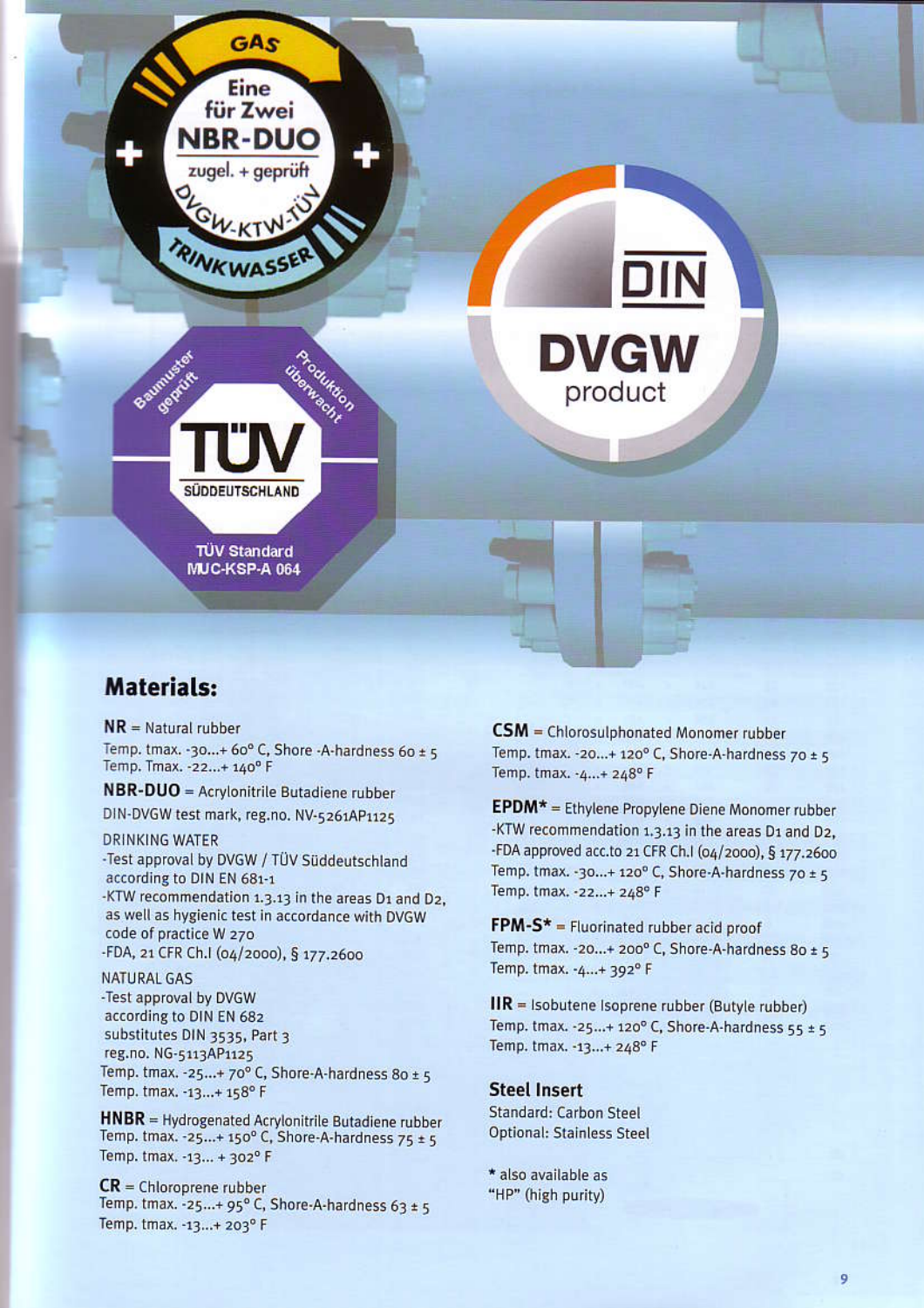GAS

Eine für Zwei

NBR-DUO

zugel. + geprüft

DVGW-KTW-TÜV

TRINKWASSER

Baumuster geprüft

Produktion überwacht

TÜV SÜDDEUTSCHLAND

TÜV Standard MUC-KSP-A 064

DIN

DVGW product

## Materials:

**NR** = Natural rubber
Temp. tmax. -30...+ 60° C, Shore -A-hardness 60 ± 5
Temp. Tmax. -22...+ 140° F

**NBR-DUO** = Acrylonitrile Butadiene rubber
DIN-DVGW test mark, reg.no. NV-5261AP1125

DRINKING WATER
-Test approval by DVGW / TÜV Süddeutschland according to DIN EN 681-1
-KTW recommendation 1.3.13 in the areas D1 and D2, as well as hygienic test in accordance with DVGW code of practice W 270
-FDA, 21 CFR Ch.I (04/2000), § 177.2600

NATURAL GAS
-Test approval by DVGW according to DIN EN 682 substitutes DIN 3535, Part 3
reg.no. NG-5113AP1125
Temp. tmax. -25...+ 70° C, Shore-A-hardness 80 ± 5
Temp. tmax. -13...+ 158° F

**HNBR** = Hydrogenated Acrylonitrile Butadiene rubber
Temp. tmax. -25...+ 150° C, Shore-A-hardness 75 ± 5
Temp. tmax. -13... + 302° F

**CR** = Chloroprene rubber
Temp. tmax. -25...+ 95° C, Shore-A-hardness 63 ± 5
Temp. tmax. -13...+ 203° F

**CSM** = Chlorosulphonated Monomer rubber
Temp. tmax. -20...+ 120° C, Shore-A-hardness 70 ± 5
Temp. tmax. -4...+ 248° F

**EPDM*** = Ethylene Propylene Diene Monomer rubber
-KTW recommendation 1.3.13 in the areas D1 and D2,
-FDA approved acc.to 21 CFR Ch.I (04/2000), § 177.2600
Temp. tmax. -30...+ 120° C, Shore-A-hardness 70 ± 5
Temp. tmax. -22...+ 248° F

**FPM-S*** = Fluorinated rubber acid proof
Temp. tmax. -20...+ 200° C, Shore-A-hardness 80 ± 5
Temp. tmax. -4...+ 392° F

**IIR** = Isobutene Isoprene rubber (Butyle rubber)
Temp. tmax. -25...+ 120° C, Shore-A-hardness 55 ± 5
Temp. tmax. -13...+ 248° F

### Steel Insert

Standard: Carbon Steel
Optional: Stainless Steel

* also available as "HP" (high purity)